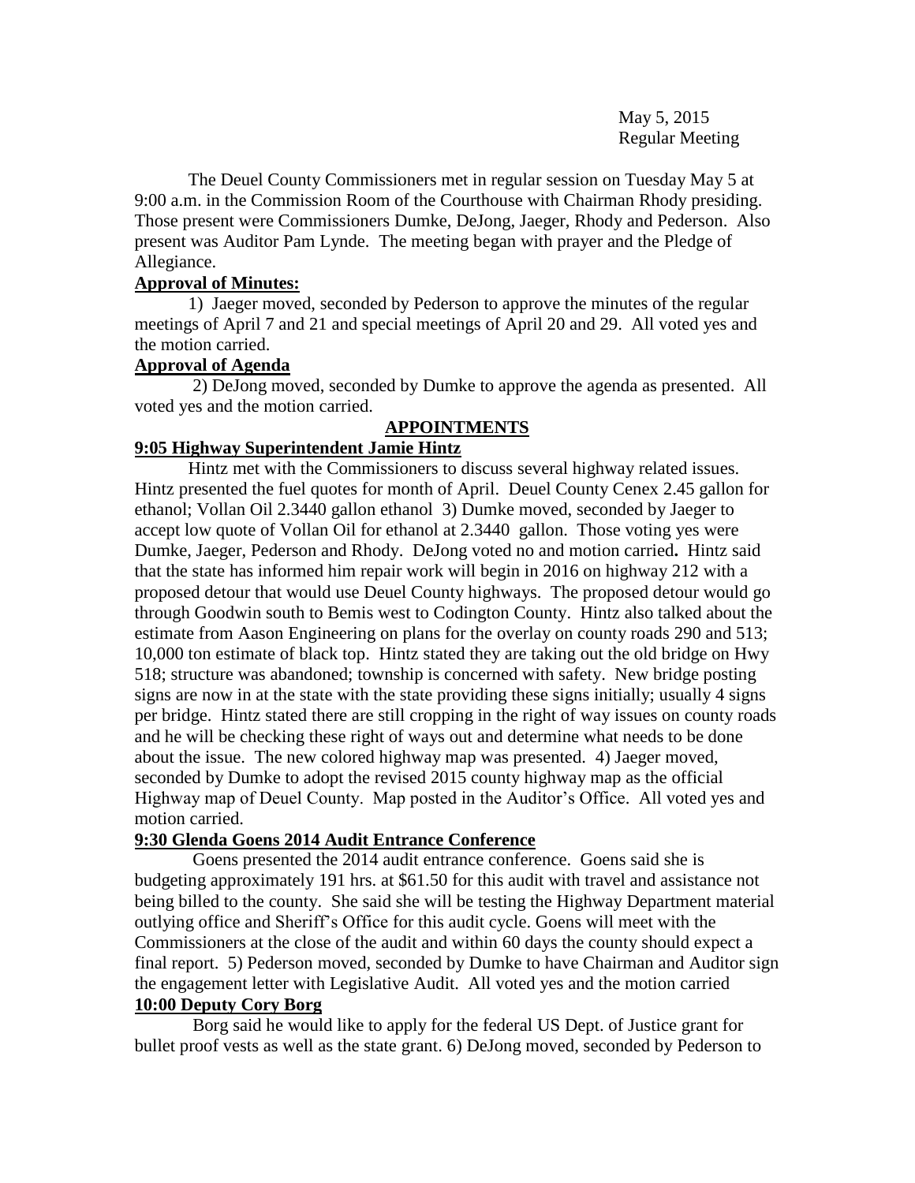May 5, 2015
Regular Meeting

The Deuel County Commissioners met in regular session on Tuesday May 5 at 9:00 a.m. in the Commission Room of the Courthouse with Chairman Rhody presiding. Those present were Commissioners Dumke, DeJong, Jaeger, Rhody and Pederson. Also present was Auditor Pam Lynde. The meeting began with prayer and the Pledge of Allegiance.

**Approval of Minutes:**

1) Jaeger moved, seconded by Pederson to approve the minutes of the regular meetings of April 7 and 21 and special meetings of April 20 and 29. All voted yes and the motion carried.

**Approval of Agenda**

2) DeJong moved, seconded by Dumke to approve the agenda as presented. All voted yes and the motion carried.

## APPOINTMENTS

**9:05 Highway Superintendent Jamie Hintz**

Hintz met with the Commissioners to discuss several highway related issues. Hintz presented the fuel quotes for month of April. Deuel County Cenex 2.45 gallon for ethanol; Vollan Oil 2.3440 gallon ethanol 3) Dumke moved, seconded by Jaeger to accept low quote of Vollan Oil for ethanol at 2.3440 gallon. Those voting yes were Dumke, Jaeger, Pederson and Rhody. DeJong voted no and motion carried**.** Hintz said that the state has informed him repair work will begin in 2016 on highway 212 with a proposed detour that would use Deuel County highways. The proposed detour would go through Goodwin south to Bemis west to Codington County. Hintz also talked about the estimate from Aason Engineering on plans for the overlay on county roads 290 and 513; 10,000 ton estimate of black top. Hintz stated they are taking out the old bridge on Hwy 518; structure was abandoned; township is concerned with safety. New bridge posting signs are now in at the state with the state providing these signs initially; usually 4 signs per bridge. Hintz stated there are still cropping in the right of way issues on county roads and he will be checking these right of ways out and determine what needs to be done about the issue. The new colored highway map was presented. 4) Jaeger moved, seconded by Dumke to adopt the revised 2015 county highway map as the official Highway map of Deuel County. Map posted in the Auditor's Office. All voted yes and motion carried.

**9:30 Glenda Goens 2014 Audit Entrance Conference**

Goens presented the 2014 audit entrance conference. Goens said she is budgeting approximately 191 hrs. at $61.50 for this audit with travel and assistance not being billed to the county. She said she will be testing the Highway Department material outlying office and Sheriff's Office for this audit cycle. Goens will meet with the Commissioners at the close of the audit and within 60 days the county should expect a final report. 5) Pederson moved, seconded by Dumke to have Chairman and Auditor sign the engagement letter with Legislative Audit. All voted yes and the motion carried

**10:00 Deputy Cory Borg**

Borg said he would like to apply for the federal US Dept. of Justice grant for bullet proof vests as well as the state grant. 6) DeJong moved, seconded by Pederson to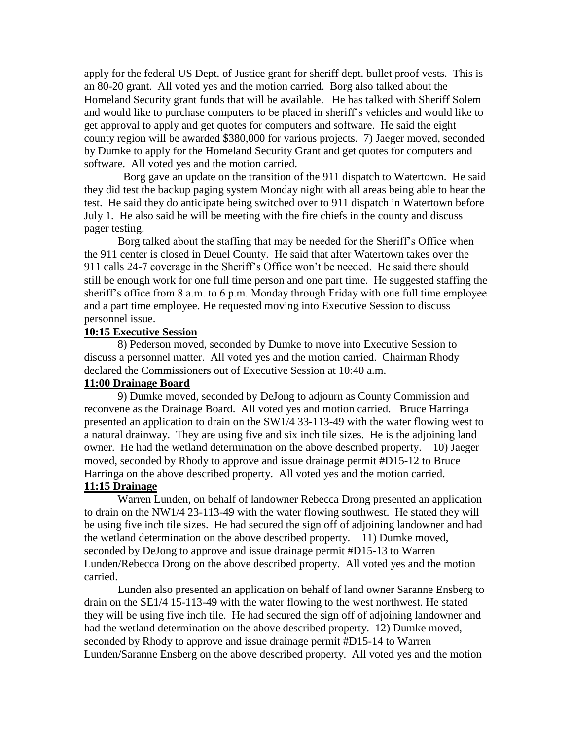apply for the federal US Dept. of Justice grant for sheriff dept. bullet proof vests. This is an 80-20 grant. All voted yes and the motion carried. Borg also talked about the Homeland Security grant funds that will be available. He has talked with Sheriff Solem and would like to purchase computers to be placed in sheriff's vehicles and would like to get approval to apply and get quotes for computers and software. He said the eight county region will be awarded $380,000 for various projects. 7) Jaeger moved, seconded by Dumke to apply for the Homeland Security Grant and get quotes for computers and software. All voted yes and the motion carried.

Borg gave an update on the transition of the 911 dispatch to Watertown. He said they did test the backup paging system Monday night with all areas being able to hear the test. He said they do anticipate being switched over to 911 dispatch in Watertown before July 1. He also said he will be meeting with the fire chiefs in the county and discuss pager testing.

Borg talked about the staffing that may be needed for the Sheriff's Office when the 911 center is closed in Deuel County. He said that after Watertown takes over the 911 calls 24-7 coverage in the Sheriff's Office won't be needed. He said there should still be enough work for one full time person and one part time. He suggested staffing the sheriff's office from 8 a.m. to 6 p.m. Monday through Friday with one full time employee and a part time employee. He requested moving into Executive Session to discuss personnel issue.

**10:15 Executive Session**

8) Pederson moved, seconded by Dumke to move into Executive Session to discuss a personnel matter. All voted yes and the motion carried. Chairman Rhody declared the Commissioners out of Executive Session at 10:40 a.m.

**11:00 Drainage Board**

9) Dumke moved, seconded by DeJong to adjourn as County Commission and reconvene as the Drainage Board. All voted yes and motion carried. Bruce Harringa presented an application to drain on the SW1/4 33-113-49 with the water flowing west to a natural drainway. They are using five and six inch tile sizes. He is the adjoining land owner. He had the wetland determination on the above described property. 10) Jaeger moved, seconded by Rhody to approve and issue drainage permit #D15-12 to Bruce Harringa on the above described property. All voted yes and the motion carried.

**11:15 Drainage**

Warren Lunden, on behalf of landowner Rebecca Drong presented an application to drain on the NW1/4 23-113-49 with the water flowing southwest. He stated they will be using five inch tile sizes. He had secured the sign off of adjoining landowner and had the wetland determination on the above described property. 11) Dumke moved, seconded by DeJong to approve and issue drainage permit #D15-13 to Warren Lunden/Rebecca Drong on the above described property. All voted yes and the motion carried.

Lunden also presented an application on behalf of land owner Saranne Ensberg to drain on the SE1/4 15-113-49 with the water flowing to the west northwest. He stated they will be using five inch tile. He had secured the sign off of adjoining landowner and had the wetland determination on the above described property. 12) Dumke moved, seconded by Rhody to approve and issue drainage permit #D15-14 to Warren Lunden/Saranne Ensberg on the above described property. All voted yes and the motion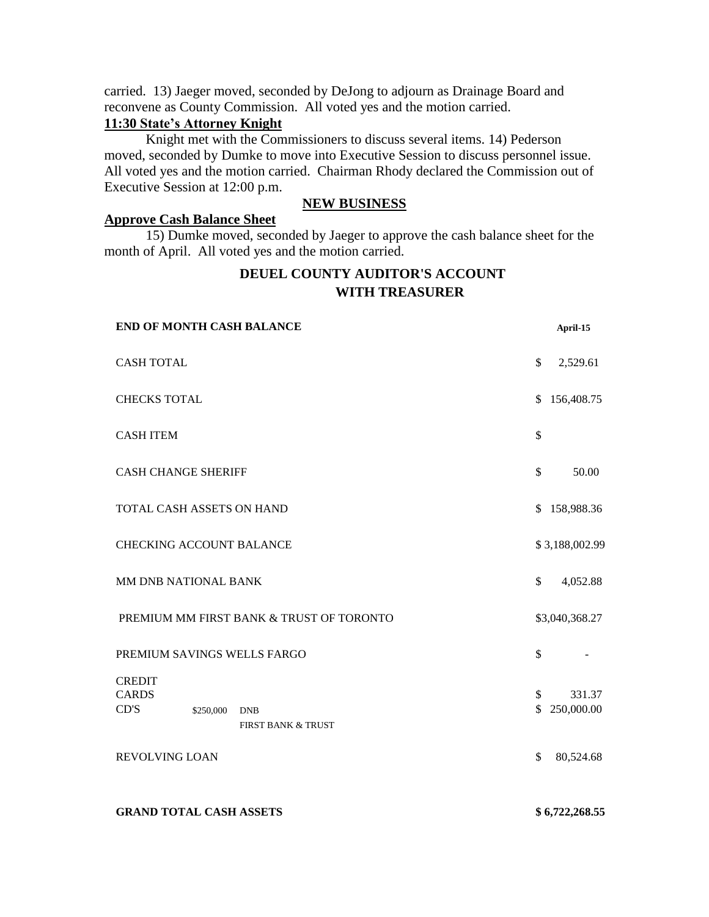carried. 13) Jaeger moved, seconded by DeJong to adjourn as Drainage Board and reconvene as County Commission. All voted yes and the motion carried.

**11:30 State's Attorney Knight**

Knight met with the Commissioners to discuss several items. 14) Pederson moved, seconded by Dumke to move into Executive Session to discuss personnel issue. All voted yes and the motion carried. Chairman Rhody declared the Commission out of Executive Session at 12:00 p.m.

## NEW BUSINESS

**Approve Cash Balance Sheet**

15) Dumke moved, seconded by Jaeger to approve the cash balance sheet for the month of April. All voted yes and the motion carried.

## DEUEL COUNTY AUDITOR'S ACCOUNT WITH TREASURER

| **END OF MONTH CASH BALANCE** | | | **April-15** |
|---|---|---|---|
| CASH TOTAL | | | $ 2,529.61 |
| CHECKS TOTAL | | | $ 156,408.75 |
| CASH ITEM | | | $ |
| CASH CHANGE SHERIFF | | | $ 50.00 |
| TOTAL CASH ASSETS ON HAND | | | $ 158,988.36 |
| CHECKING ACCOUNT BALANCE | | | $ 3,188,002.99 |
| MM DNB NATIONAL BANK | | | $ 4,052.88 |
| PREMIUM MM FIRST BANK & TRUST OF TORONTO | | | $3,040,368.27 |
| PREMIUM SAVINGS WELLS FARGO | | | $ - |
| CREDIT CARDS | | | $ 331.37 |
| CD'S | $250,000 | DNB | $ 250,000.00 |
| | | FIRST BANK & TRUST | |
| REVOLVING LOAN | | | $ 80,524.68 |
| **GRAND TOTAL CASH ASSETS** | | | **$ 6,722,268.55** |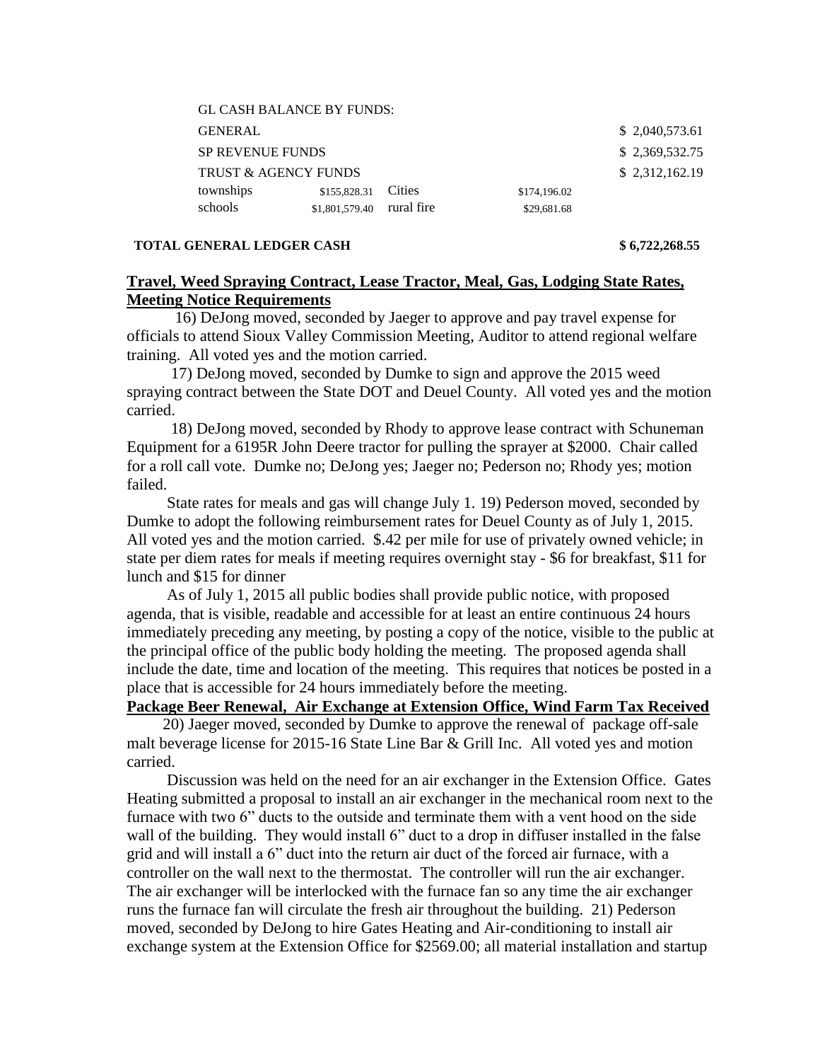GL CASH BALANCE BY FUNDS:

| | | | | |
|---|---|---|---|---|
| GENERAL | | | | $ 2,040,573.61 |
| SP REVENUE FUNDS | | | | $ 2,369,532.75 |
| TRUST & AGENCY FUNDS | | | | $ 2,312,162.19 |
| townships | $155,828.31 | Cities | $174,196.02 | |
| schools | $1,801,579.40 | rural fire | $29,681.68 | |

**TOTAL GENERAL LEDGER CASH** **$ 6,722,268.55**

**Travel, Weed Spraying Contract, Lease Tractor, Meal, Gas, Lodging State Rates, Meeting Notice Requirements**

16) DeJong moved, seconded by Jaeger to approve and pay travel expense for officials to attend Sioux Valley Commission Meeting, Auditor to attend regional welfare training. All voted yes and the motion carried.

17) DeJong moved, seconded by Dumke to sign and approve the 2015 weed spraying contract between the State DOT and Deuel County. All voted yes and the motion carried.

18) DeJong moved, seconded by Rhody to approve lease contract with Schuneman Equipment for a 6195R John Deere tractor for pulling the sprayer at $2000. Chair called for a roll call vote. Dumke no; DeJong yes; Jaeger no; Pederson no; Rhody yes; motion failed.

State rates for meals and gas will change July 1. 19) Pederson moved, seconded by Dumke to adopt the following reimbursement rates for Deuel County as of July 1, 2015. All voted yes and the motion carried. $.42 per mile for use of privately owned vehicle; in state per diem rates for meals if meeting requires overnight stay - $6 for breakfast, $11 for lunch and $15 for dinner

As of July 1, 2015 all public bodies shall provide public notice, with proposed agenda, that is visible, readable and accessible for at least an entire continuous 24 hours immediately preceding any meeting, by posting a copy of the notice, visible to the public at the principal office of the public body holding the meeting. The proposed agenda shall include the date, time and location of the meeting. This requires that notices be posted in a place that is accessible for 24 hours immediately before the meeting.

**Package Beer Renewal, Air Exchange at Extension Office, Wind Farm Tax Received**

20) Jaeger moved, seconded by Dumke to approve the renewal of package off-sale malt beverage license for 2015-16 State Line Bar & Grill Inc. All voted yes and motion carried.

Discussion was held on the need for an air exchanger in the Extension Office. Gates Heating submitted a proposal to install an air exchanger in the mechanical room next to the furnace with two 6" ducts to the outside and terminate them with a vent hood on the side wall of the building. They would install 6" duct to a drop in diffuser installed in the false grid and will install a 6" duct into the return air duct of the forced air furnace, with a controller on the wall next to the thermostat. The controller will run the air exchanger. The air exchanger will be interlocked with the furnace fan so any time the air exchanger runs the furnace fan will circulate the fresh air throughout the building. 21) Pederson moved, seconded by DeJong to hire Gates Heating and Air-conditioning to install air exchange system at the Extension Office for $2569.00; all material installation and startup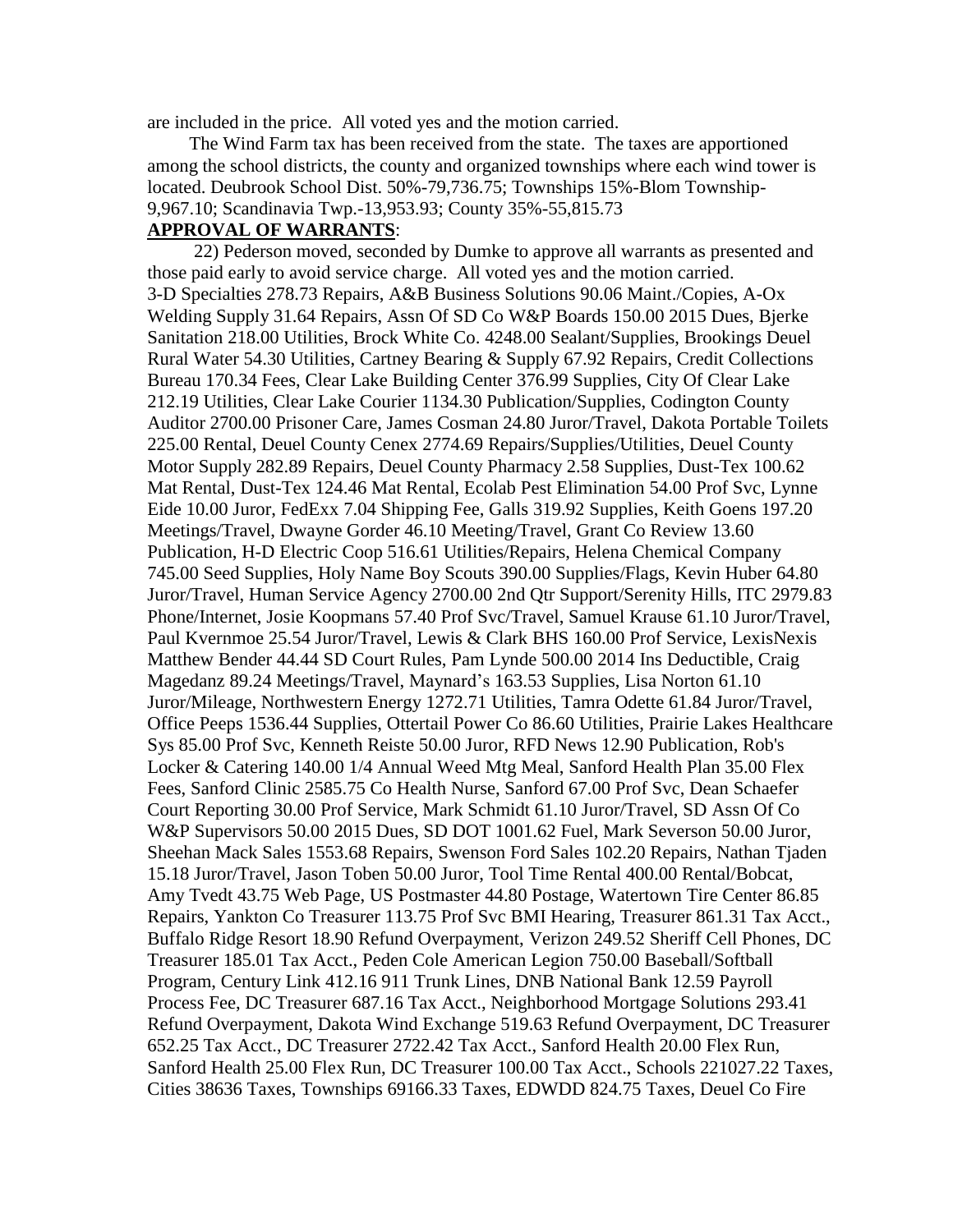are included in the price. All voted yes and the motion carried.

The Wind Farm tax has been received from the state. The taxes are apportioned among the school districts, the county and organized townships where each wind tower is located. Deubrook School Dist. 50%-79,736.75; Townships 15%-Blom Township-9,967.10; Scandinavia Twp.-13,953.93; County 35%-55,815.73

**APPROVAL OF WARRANTS**:

22) Pederson moved, seconded by Dumke to approve all warrants as presented and those paid early to avoid service charge. All voted yes and the motion carried.

3-D Specialties 278.73 Repairs, A&B Business Solutions 90.06 Maint./Copies, A-Ox Welding Supply 31.64 Repairs, Assn Of SD Co W&P Boards 150.00 2015 Dues, Bjerke Sanitation 218.00 Utilities, Brock White Co. 4248.00 Sealant/Supplies, Brookings Deuel Rural Water 54.30 Utilities, Cartney Bearing & Supply 67.92 Repairs, Credit Collections Bureau 170.34 Fees, Clear Lake Building Center 376.99 Supplies, City Of Clear Lake 212.19 Utilities, Clear Lake Courier 1134.30 Publication/Supplies, Codington County Auditor 2700.00 Prisoner Care, James Cosman 24.80 Juror/Travel, Dakota Portable Toilets 225.00 Rental, Deuel County Cenex 2774.69 Repairs/Supplies/Utilities, Deuel County Motor Supply 282.89 Repairs, Deuel County Pharmacy 2.58 Supplies, Dust-Tex 100.62 Mat Rental, Dust-Tex 124.46 Mat Rental, Ecolab Pest Elimination 54.00 Prof Svc, Lynne Eide 10.00 Juror, FedExx 7.04 Shipping Fee, Galls 319.92 Supplies, Keith Goens 197.20 Meetings/Travel, Dwayne Gorder 46.10 Meeting/Travel, Grant Co Review 13.60 Publication, H-D Electric Coop 516.61 Utilities/Repairs, Helena Chemical Company 745.00 Seed Supplies, Holy Name Boy Scouts 390.00 Supplies/Flags, Kevin Huber 64.80 Juror/Travel, Human Service Agency 2700.00 2nd Qtr Support/Serenity Hills, ITC 2979.83 Phone/Internet, Josie Koopmans 57.40 Prof Svc/Travel, Samuel Krause 61.10 Juror/Travel, Paul Kvernmoe 25.54 Juror/Travel, Lewis & Clark BHS 160.00 Prof Service, LexisNexis Matthew Bender 44.44 SD Court Rules, Pam Lynde 500.00 2014 Ins Deductible, Craig Magedanz 89.24 Meetings/Travel, Maynard's 163.53 Supplies, Lisa Norton 61.10 Juror/Mileage, Northwestern Energy 1272.71 Utilities, Tamra Odette 61.84 Juror/Travel, Office Peeps 1536.44 Supplies, Ottertail Power Co 86.60 Utilities, Prairie Lakes Healthcare Sys 85.00 Prof Svc, Kenneth Reiste 50.00 Juror, RFD News 12.90 Publication, Rob's Locker & Catering 140.00 1/4 Annual Weed Mtg Meal, Sanford Health Plan 35.00 Flex Fees, Sanford Clinic 2585.75 Co Health Nurse, Sanford 67.00 Prof Svc, Dean Schaefer Court Reporting 30.00 Prof Service, Mark Schmidt 61.10 Juror/Travel, SD Assn Of Co W&P Supervisors 50.00 2015 Dues, SD DOT 1001.62 Fuel, Mark Severson 50.00 Juror, Sheehan Mack Sales 1553.68 Repairs, Swenson Ford Sales 102.20 Repairs, Nathan Tjaden 15.18 Juror/Travel, Jason Toben 50.00 Juror, Tool Time Rental 400.00 Rental/Bobcat, Amy Tvedt 43.75 Web Page, US Postmaster 44.80 Postage, Watertown Tire Center 86.85 Repairs, Yankton Co Treasurer 113.75 Prof Svc BMI Hearing, Treasurer 861.31 Tax Acct., Buffalo Ridge Resort 18.90 Refund Overpayment, Verizon 249.52 Sheriff Cell Phones, DC Treasurer 185.01 Tax Acct., Peden Cole American Legion 750.00 Baseball/Softball Program, Century Link 412.16 911 Trunk Lines, DNB National Bank 12.59 Payroll Process Fee, DC Treasurer 687.16 Tax Acct., Neighborhood Mortgage Solutions 293.41 Refund Overpayment, Dakota Wind Exchange 519.63 Refund Overpayment, DC Treasurer 652.25 Tax Acct., DC Treasurer 2722.42 Tax Acct., Sanford Health 20.00 Flex Run, Sanford Health 25.00 Flex Run, DC Treasurer 100.00 Tax Acct., Schools 221027.22 Taxes, Cities 38636 Taxes, Townships 69166.33 Taxes, EDWDD 824.75 Taxes, Deuel Co Fire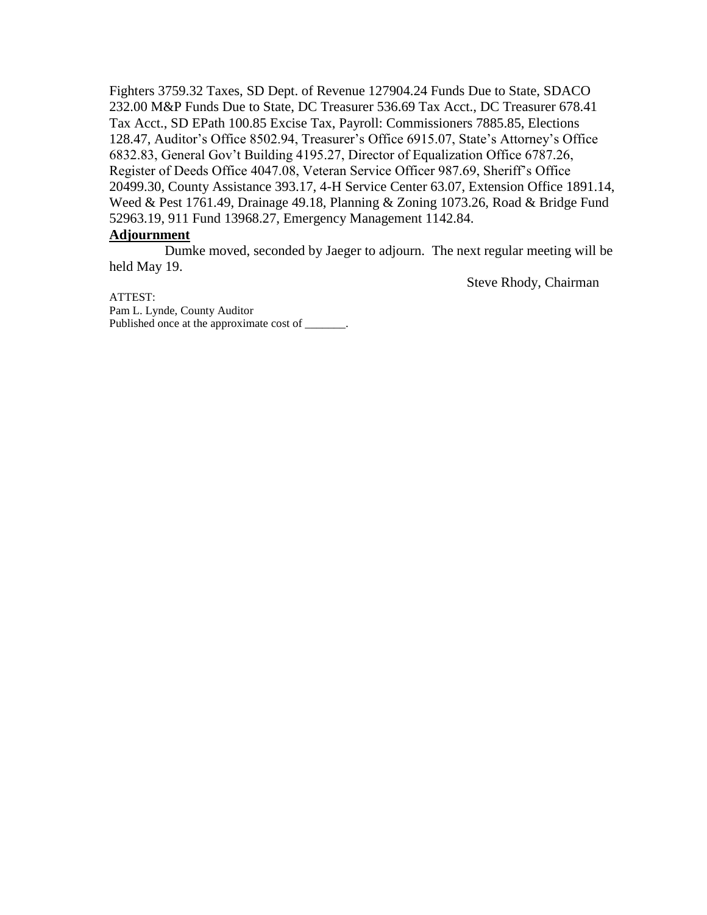Fighters 3759.32 Taxes, SD Dept. of Revenue 127904.24 Funds Due to State, SDACO 232.00 M&P Funds Due to State, DC Treasurer 536.69 Tax Acct., DC Treasurer 678.41 Tax Acct., SD EPath 100.85 Excise Tax, Payroll: Commissioners 7885.85, Elections 128.47, Auditor's Office 8502.94, Treasurer's Office 6915.07, State's Attorney's Office 6832.83, General Gov't Building 4195.27, Director of Equalization Office 6787.26, Register of Deeds Office 4047.08, Veteran Service Officer 987.69, Sheriff's Office 20499.30, County Assistance 393.17, 4-H Service Center 63.07, Extension Office 1891.14, Weed & Pest 1761.49, Drainage 49.18, Planning & Zoning 1073.26, Road & Bridge Fund 52963.19, 911 Fund 13968.27, Emergency Management 1142.84.

**Adjournment**

Dumke moved, seconded by Jaeger to adjourn. The next regular meeting will be held May 19.

Steve Rhody, Chairman

ATTEST:
Pam L. Lynde, County Auditor
Published once at the approximate cost of _______.